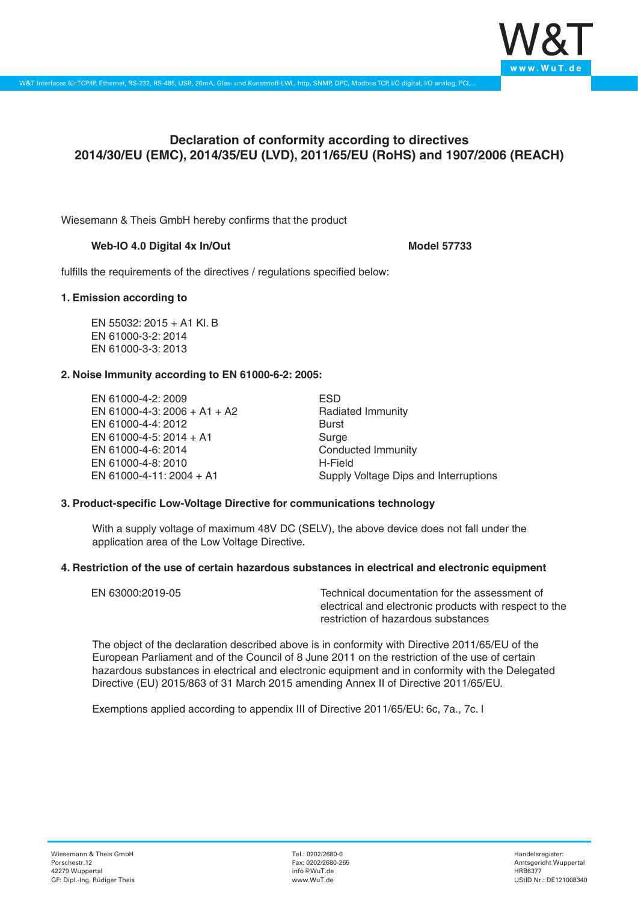# Declaration of conformity according to directives 2014/30/EU (EMC), 2014/35/EU (LVD), 2011/65/EU (RoHS) and 1907/2006 (REACH)

Wiesemann & Theis GmbH hereby confirms that the product

**Web-IO 4.0 Digital 4x In/Out** **Model 57733**

fulfills the requirements of the directives / regulations specified below:

**1. Emission according to**

EN 55032: 2015 + A1 Kl. B
EN 61000-3-2: 2014
EN 61000-3-3: 2013

**2. Noise Immunity according to EN 61000-6-2: 2005:**

| | |
|---|---|
| EN 61000-4-2: 2009 | ESD |
| EN 61000-4-3: 2006 + A1 + A2 | Radiated Immunity |
| EN 61000-4-4: 2012 | Burst |
| EN 61000-4-5: 2014 + A1 | Surge |
| EN 61000-4-6: 2014 | Conducted Immunity |
| EN 61000-4-8: 2010 | H-Field |
| EN 61000-4-11: 2004 + A1 | Supply Voltage Dips and Interruptions |

**3. Product-specific Low-Voltage Directive for communications technology**

With a supply voltage of maximum 48V DC (SELV), the above device does not fall under the application area of the Low Voltage Directive.

**4. Restriction of the use of certain hazardous substances in electrical and electronic equipment**

| | |
|---|---|
| EN 63000:2019-05 | Technical documentation for the assessment of electrical and electronic products with respect to the restriction of hazardous substances |

The object of the declaration described above is in conformity with Directive 2011/65/EU of the European Parliament and of the Council of 8 June 2011 on the restriction of the use of certain hazardous substances in electrical and electronic equipment and in conformity with the Delegated Directive (EU) 2015/863 of 31 March 2015 amending Annex II of Directive 2011/65/EU.

Exemptions applied according to appendix III of Directive 2011/65/EU: 6c, 7a., 7c. I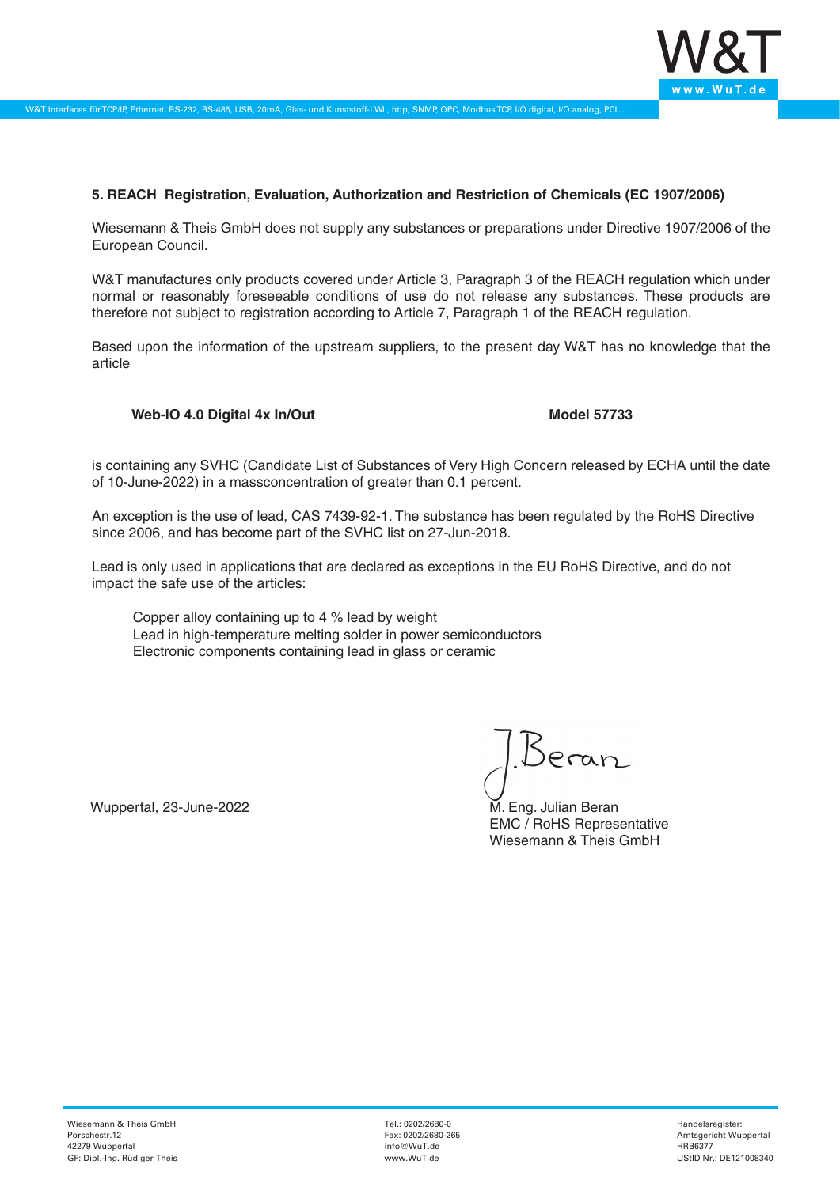### 5. REACH Registration, Evaluation, Authorization and Restriction of Chemicals (EC 1907/2006)

Wiesemann & Theis GmbH does not supply any substances or preparations under Directive 1907/2006 of the European Council.

W&T manufactures only products covered under Article 3, Paragraph 3 of the REACH regulation which under normal or reasonably foreseeable conditions of use do not release any substances. These products are therefore not subject to registration according to Article 7, Paragraph 1 of the REACH regulation.

Based upon the information of the upstream suppliers, to the present day W&T has no knowledge that the article

**Web-IO 4.0 Digital 4x In/Out** **Model 57733**

is containing any SVHC (Candidate List of Substances of Very High Concern released by ECHA until the date of 10-June-2022) in a massconcentration of greater than 0.1 percent.

An exception is the use of lead, CAS 7439-92-1. The substance has been regulated by the RoHS Directive since 2006, and has become part of the SVHC list on 27-Jun-2018.

Lead is only used in applications that are declared as exceptions in the EU RoHS Directive, and do not impact the safe use of the articles:

Copper alloy containing up to 4 % lead by weight
Lead in high-temperature melting solder in power semiconductors
Electronic components containing lead in glass or ceramic

Wuppertal, 23-June-2022

J.Beran

M. Eng. Julian Beran
EMC / RoHS Representative
Wiesemann & Theis GmbH